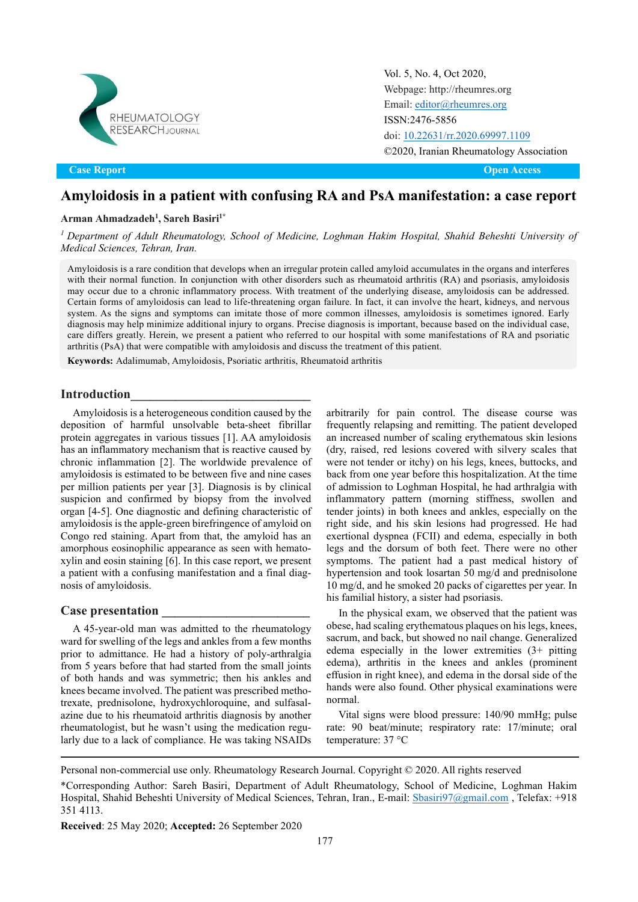Case Report | Open Access

# Amyloidosis in a patient with confusing RA and PsA manifestation: a case report

**Arman Ahmadzadeh[1], Sareh Basiri[1*]**

*[1] Department of Adult Rheumatology, School of Medicine, Loghman Hakim Hospital, Shahid Beheshti University of Medical Sciences, Tehran, Iran.*

Amyloidosis is a rare condition that develops when an irregular protein called amyloid accumulates in the organs and interferes with their normal function. In conjunction with other disorders such as rheumatoid arthritis (RA) and psoriasis, amyloidosis may occur due to a chronic inflammatory process. With treatment of the underlying disease, amyloidosis can be addressed. Certain forms of amyloidosis can lead to life-threatening organ failure. In fact, it can involve the heart, kidneys, and nervous system. As the signs and symptoms can imitate those of more common illnesses, amyloidosis is sometimes ignored. Early diagnosis may help minimize additional injury to organs. Precise diagnosis is important, because based on the individual case, care differs greatly. Herein, we present a patient who referred to our hospital with some manifestations of RA and psoriatic arthritis (PsA) that were compatible with amyloidosis and discuss the treatment of this patient.

**Keywords:** Adalimumab, Amyloidosis, Psoriatic arthritis, Rheumatoid arthritis

## Introduction

Amyloidosis is a heterogeneous condition caused by the deposition of harmful unsolvable beta-sheet fibrillar protein aggregates in various tissues [1]. AA amyloidosis has an inflammatory mechanism that is reactive caused by chronic inflammation [2]. The worldwide prevalence of amyloidosis is estimated to be between five and nine cases per million patients per year [3]. Diagnosis is by clinical suspicion and confirmed by biopsy from the involved organ [4-5]. One diagnostic and defining characteristic of amyloidosis is the apple-green birefringence of amyloid on Congo red staining. Apart from that, the amyloid has an amorphous eosinophilic appearance as seen with hematoxylin and eosin staining [6]. In this case report, we present a patient with a confusing manifestation and a final diagnosis of amyloidosis.

## Case presentation

A 45-year-old man was admitted to the rheumatology ward for swelling of the legs and ankles from a few months prior to admittance. He had a history of poly-arthralgia from 5 years before that had started from the small joints of both hands and was symmetric; then his ankles and knees became involved. The patient was prescribed methotrexate, prednisolone, hydroxychloroquine, and sulfasalazine due to his rheumatoid arthritis diagnosis by another rheumatologist, but he wasn't using the medication regularly due to a lack of compliance. He was taking NSAIDs arbitrarily for pain control. The disease course was frequently relapsing and remitting. The patient developed an increased number of scaling erythematous skin lesions (dry, raised, red lesions covered with silvery scales that were not tender or itchy) on his legs, knees, buttocks, and back from one year before this hospitalization. At the time of admission to Loghman Hospital, he had arthralgia with inflammatory pattern (morning stiffness, swollen and tender joints) in both knees and ankles, especially on the right side, and his skin lesions had progressed. He had exertional dyspnea (FCII) and edema, especially in both legs and the dorsum of both feet. There were no other symptoms. The patient had a past medical history of hypertension and took losartan 50 mg/d and prednisolone 10 mg/d, and he smoked 20 packs of cigarettes per year. In his familial history, a sister had psoriasis.

In the physical exam, we observed that the patient was obese, had scaling erythematous plaques on his legs, knees, sacrum, and back, but showed no nail change. Generalized edema especially in the lower extremities (3+ pitting edema), arthritis in the knees and ankles (prominent effusion in right knee), and edema in the dorsal side of the hands were also found. Other physical examinations were normal.

Vital signs were blood pressure: 140/90 mmHg; pulse rate: 90 beat/minute; respiratory rate: 17/minute; oral temperature: 37 °C

Personal non-commercial use only. Rheumatology Research Journal. Copyright © 2020. All rights reserved

*Corresponding Author: Sareh Basiri, Department of Adult Rheumatology, School of Medicine, Loghman Hakim Hospital, Shahid Beheshti University of Medical Sciences, Tehran, Iran., E-mail: Sbasiri97@gmail.com , Telefax: +918 351 4113.

**Received**: 25 May 2020; **Accepted:** 26 September 2020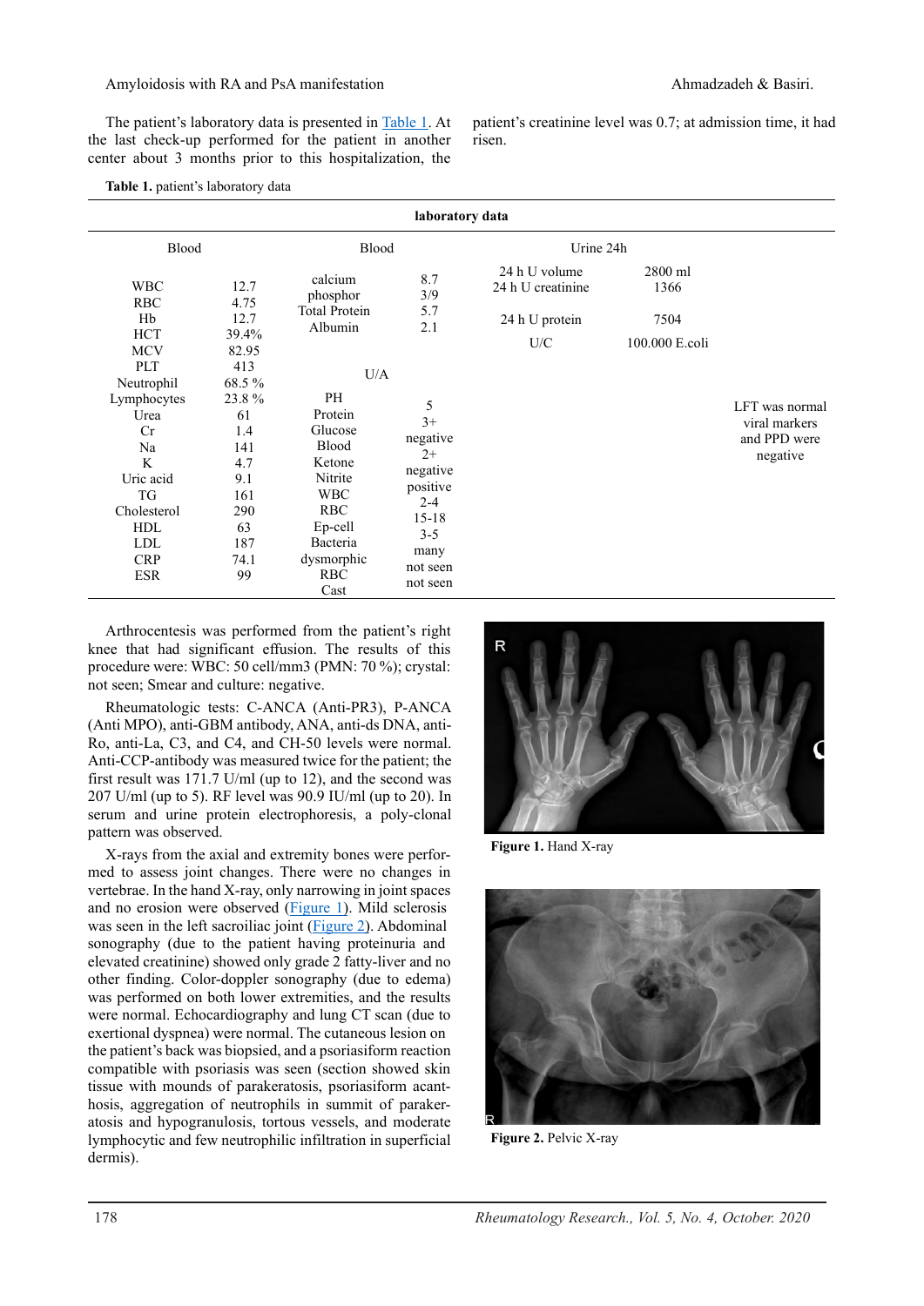The patient's laboratory data is presented in Table 1. At the last check-up performed for the patient in another center about 3 months prior to this hospitalization, the patient's creatinine level was 0.7; at admission time, it had risen.

**Table 1.** patient's laboratory data

| laboratory data | | | | | | |
|---|---|---|---|---|---|---|
| Blood | | Blood | | Urine 24h | | |
| WBC | 12.7 | calcium | 8.7 | 24 h U volume | 2800 ml | |
| RBC | 4.75 | phosphor | 3/9 | 24 h U creatinine | 1366 | |
| Hb | 12.7 | Total Protein | 5.7 | 24 h U protein | 7504 | |
| HCT | 39.4% | Albumin | 2.1 | U/C | 100.000 E.coli | |
| MCV | 82.95 | | | | | |
| PLT | 413 | U/A | | | | |
| Neutrophil | 68.5 % | | | | | |
| Lymphocytes | 23.8 % | PH | 5 | | | LFT was normal viral markers and PPD were negative |
| Urea | 61 | Protein | 3+ | | | |
| Cr | 1.4 | Glucose | negative | | | |
| Na | 141 | Blood | 2+ | | | |
| K | 4.7 | Ketone | negative | | | |
| Uric acid | 9.1 | Nitrite | positive | | | |
| TG | 161 | WBC | 2-4 | | | |
| Cholesterol | 290 | RBC | 15-18 | | | |
| HDL | 63 | Ep-cell | 3-5 | | | |
| LDL | 187 | Bacteria | many | | | |
| CRP | 74.1 | dysmorphic RBC | not seen | | | |
| ESR | 99 | Cast | not seen | | | |

Arthrocentesis was performed from the patient's right knee that had significant effusion. The results of this procedure were: WBC: 50 cell/mm3 (PMN: 70 %); crystal: not seen; Smear and culture: negative.

Rheumatologic tests: C-ANCA (Anti-PR3), P-ANCA (Anti MPO), anti-GBM antibody, ANA, anti-ds DNA, anti-Ro, anti-La, C3, and C4, and CH-50 levels were normal. Anti-CCP-antibody was measured twice for the patient; the first result was 171.7 U/ml (up to 12), and the second was 207 U/ml (up to 5). RF level was 90.9 IU/ml (up to 20). In serum and urine protein electrophoresis, a poly-clonal pattern was observed.

X-rays from the axial and extremity bones were performed to assess joint changes. There were no changes in vertebrae. In the hand X-ray, only narrowing in joint spaces and no erosion were observed (Figure 1). Mild sclerosis was seen in the left sacroiliac joint (Figure 2). Abdominal sonography (due to the patient having proteinuria and elevated creatinine) showed only grade 2 fatty-liver and no other finding. Color-doppler sonography (due to edema) was performed on both lower extremities, and the results were normal. Echocardiography and lung CT scan (due to exertional dyspnea) were normal. The cutaneous lesion on the patient's back was biopsied, and a psoriasiform reaction compatible with psoriasis was seen (section showed skin tissue with mounds of parakeratosis, psoriasiform acanthosis, aggregation of neutrophils in summit of parakeratosis and hypogranulosis, tortous vessels, and moderate lymphocytic and few neutrophilic infiltration in superficial dermis).

**Figure 1.** Hand X-ray

**Figure 2.** Pelvic X-ray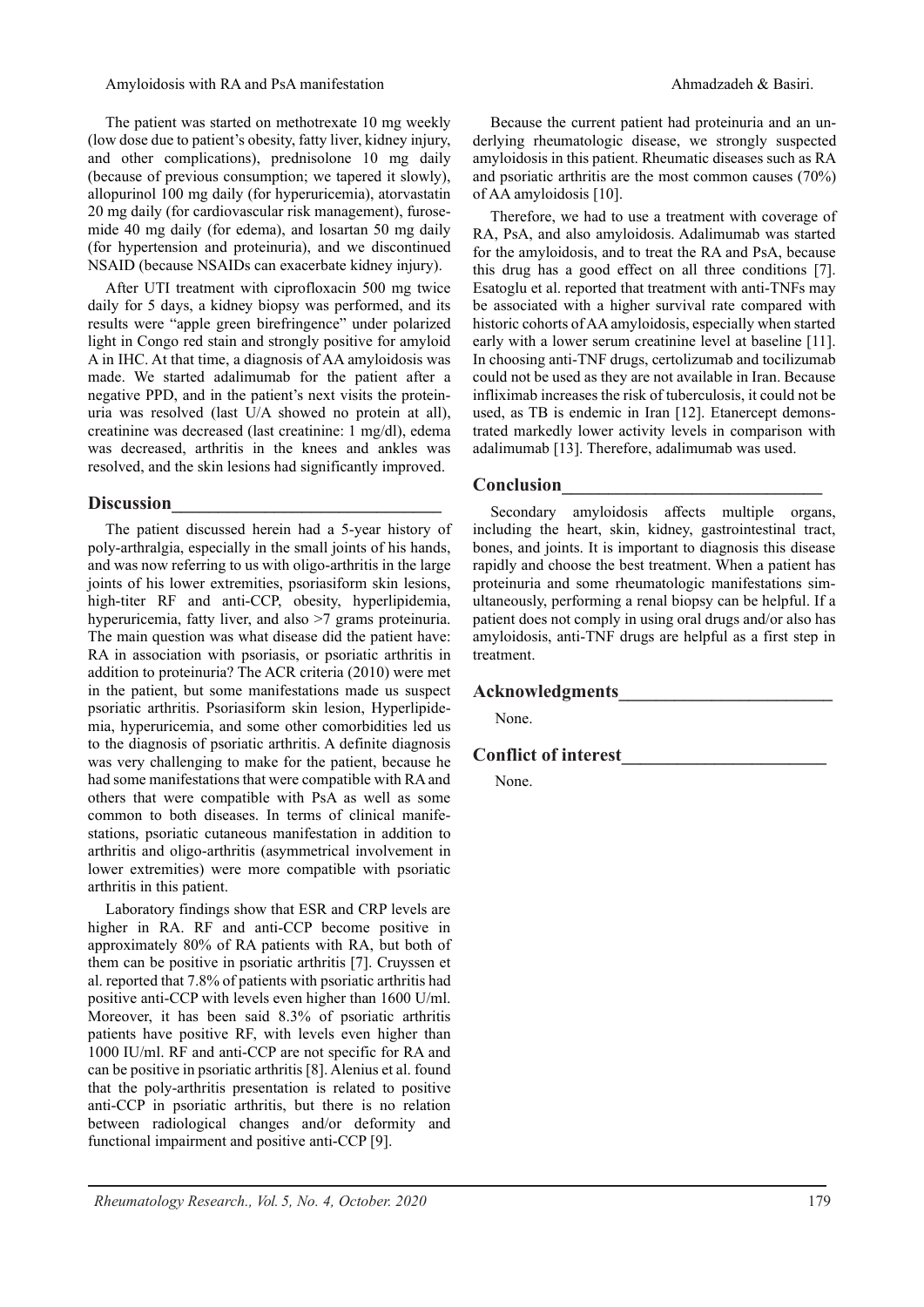The patient was started on methotrexate 10 mg weekly (low dose due to patient's obesity, fatty liver, kidney injury, and other complications), prednisolone 10 mg daily (because of previous consumption; we tapered it slowly), allopurinol 100 mg daily (for hyperuricemia), atorvastatin 20 mg daily (for cardiovascular risk management), furosemide 40 mg daily (for edema), and losartan 50 mg daily (for hypertension and proteinuria), and we discontinued NSAID (because NSAIDs can exacerbate kidney injury).

After UTI treatment with ciprofloxacin 500 mg twice daily for 5 days, a kidney biopsy was performed, and its results were "apple green birefringence" under polarized light in Congo red stain and strongly positive for amyloid A in IHC. At that time, a diagnosis of AA amyloidosis was made. We started adalimumab for the patient after a negative PPD, and in the patient's next visits the proteinuria was resolved (last U/A showed no protein at all), creatinine was decreased (last creatinine: 1 mg/dl), edema was decreased, arthritis in the knees and ankles was resolved, and the skin lesions had significantly improved.

## Discussion

The patient discussed herein had a 5-year history of poly-arthralgia, especially in the small joints of his hands, and was now referring to us with oligo-arthritis in the large joints of his lower extremities, psoriasiform skin lesions, high-titer RF and anti-CCP, obesity, hyperlipidemia, hyperuricemia, fatty liver, and also >7 grams proteinuria. The main question was what disease did the patient have: RA in association with psoriasis, or psoriatic arthritis in addition to proteinuria? The ACR criteria (2010) were met in the patient, but some manifestations made us suspect psoriatic arthritis. Psoriasiform skin lesion, Hyperlipidemia, hyperuricemia, and some other comorbidities led us to the diagnosis of psoriatic arthritis. A definite diagnosis was very challenging to make for the patient, because he had some manifestations that were compatible with RA and others that were compatible with PsA as well as some common to both diseases. In terms of clinical manifestations, psoriatic cutaneous manifestation in addition to arthritis and oligo-arthritis (asymmetrical involvement in lower extremities) were more compatible with psoriatic arthritis in this patient.

Laboratory findings show that ESR and CRP levels are higher in RA. RF and anti-CCP become positive in approximately 80% of RA patients with RA, but both of them can be positive in psoriatic arthritis [7]. Cruyssen et al. reported that 7.8% of patients with psoriatic arthritis had positive anti-CCP with levels even higher than 1600 U/ml. Moreover, it has been said 8.3% of psoriatic arthritis patients have positive RF, with levels even higher than 1000 IU/ml. RF and anti-CCP are not specific for RA and can be positive in psoriatic arthritis [8]. Alenius et al. found that the poly-arthritis presentation is related to positive anti-CCP in psoriatic arthritis, but there is no relation between radiological changes and/or deformity and functional impairment and positive anti-CCP [9].

Because the current patient had proteinuria and an underlying rheumatologic disease, we strongly suspected amyloidosis in this patient. Rheumatic diseases such as RA and psoriatic arthritis are the most common causes (70%) of AA amyloidosis [10].

Therefore, we had to use a treatment with coverage of RA, PsA, and also amyloidosis. Adalimumab was started for the amyloidosis, and to treat the RA and PsA, because this drug has a good effect on all three conditions [7]. Esatoglu et al. reported that treatment with anti-TNFs may be associated with a higher survival rate compared with historic cohorts of AA amyloidosis, especially when started early with a lower serum creatinine level at baseline [11]. In choosing anti-TNF drugs, certolizumab and tocilizumab could not be used as they are not available in Iran. Because infliximab increases the risk of tuberculosis, it could not be used, as TB is endemic in Iran [12]. Etanercept demonstrated markedly lower activity levels in comparison with adalimumab [13]. Therefore, adalimumab was used.

## Conclusion

Secondary amyloidosis affects multiple organs, including the heart, skin, kidney, gastrointestinal tract, bones, and joints. It is important to diagnosis this disease rapidly and choose the best treatment. When a patient has proteinuria and some rheumatologic manifestations simultaneously, performing a renal biopsy can be helpful. If a patient does not comply in using oral drugs and/or also has amyloidosis, anti-TNF drugs are helpful as a first step in treatment.

## Acknowledgments

None.

## Conflict of interest

None.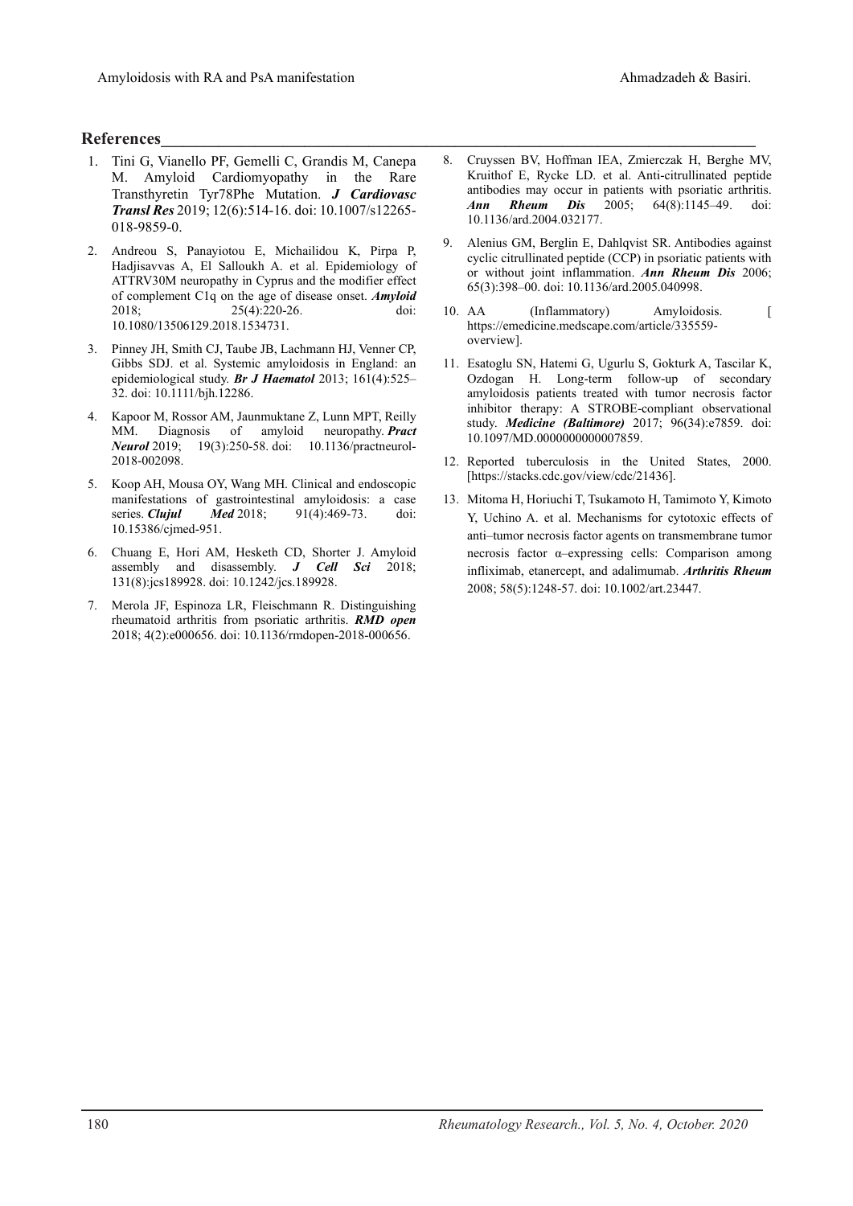## References

1. Tini G, Vianello PF, Gemelli C, Grandis M, Canepa M. Amyloid Cardiomyopathy in the Rare Transthyretin Tyr78Phe Mutation. ***J Cardiovasc Transl Res*** 2019; 12(6):514-16. doi: 10.1007/s12265-018-9859-0.
2. Andreou S, Panayiotou E, Michailidou K, Pirpa P, Hadjisavvas A, El Salloukh A. et al. Epidemiology of ATTRV30M neuropathy in Cyprus and the modifier effect of complement C1q on the age of disease onset. ***Amyloid*** 2018; 25(4):220-26. doi: 10.1080/13506129.2018.1534731.
3. Pinney JH, Smith CJ, Taube JB, Lachmann HJ, Venner CP, Gibbs SDJ. et al. Systemic amyloidosis in England: an epidemiological study. ***Br J Haematol*** 2013; 161(4):525–32. doi: 10.1111/bjh.12286.
4. Kapoor M, Rossor AM, Jaunmuktane Z, Lunn MPT, Reilly MM. Diagnosis of amyloid neuropathy. ***Pract Neurol*** 2019; 19(3):250-58. doi: 10.1136/practneurol-2018-002098.
5. Koop AH, Mousa OY, Wang MH. Clinical and endoscopic manifestations of gastrointestinal amyloidosis: a case series. ***Clujul Med*** 2018; 91(4):469-73. doi: 10.15386/cjmed-951.
6. Chuang E, Hori AM, Hesketh CD, Shorter J. Amyloid assembly and disassembly. ***J Cell Sci*** 2018; 131(8):jcs189928. doi: 10.1242/jcs.189928.
7. Merola JF, Espinoza LR, Fleischmann R. Distinguishing rheumatoid arthritis from psoriatic arthritis. ***RMD open*** 2018; 4(2):e000656. doi: 10.1136/rmdopen-2018-000656.
8. Cruyssen BV, Hoffman IEA, Zmierczak H, Berghe MV, Kruithof E, Rycke LD. et al. Anti-citrullinated peptide antibodies may occur in patients with psoriatic arthritis. ***Ann Rheum Dis*** 2005; 64(8):1145–49. doi: 10.1136/ard.2004.032177.
9. Alenius GM, Berglin E, Dahlqvist SR. Antibodies against cyclic citrullinated peptide (CCP) in psoriatic patients with or without joint inflammation. ***Ann Rheum Dis*** 2006; 65(3):398–00. doi: 10.1136/ard.2005.040998.
10. AA (Inflammatory) Amyloidosis. [ https://emedicine.medscape.com/article/335559-overview].
11. Esatoglu SN, Hatemi G, Ugurlu S, Gokturk A, Tascilar K, Ozdogan H. Long-term follow-up of secondary amyloidosis patients treated with tumor necrosis factor inhibitor therapy: A STROBE-compliant observational study. ***Medicine (Baltimore)*** 2017; 96(34):e7859. doi: 10.1097/MD.0000000000007859.
12. Reported tuberculosis in the United States, 2000. [https://stacks.cdc.gov/view/cdc/21436].
13. Mitoma H, Horiuchi T, Tsukamoto H, Tamimoto Y, Kimoto Y, Uchino A. et al. Mechanisms for cytotoxic effects of anti–tumor necrosis factor agents on transmembrane tumor necrosis factor α–expressing cells: Comparison among infliximab, etanercept, and adalimumab. ***Arthritis Rheum*** 2008; 58(5):1248-57. doi: 10.1002/art.23447.